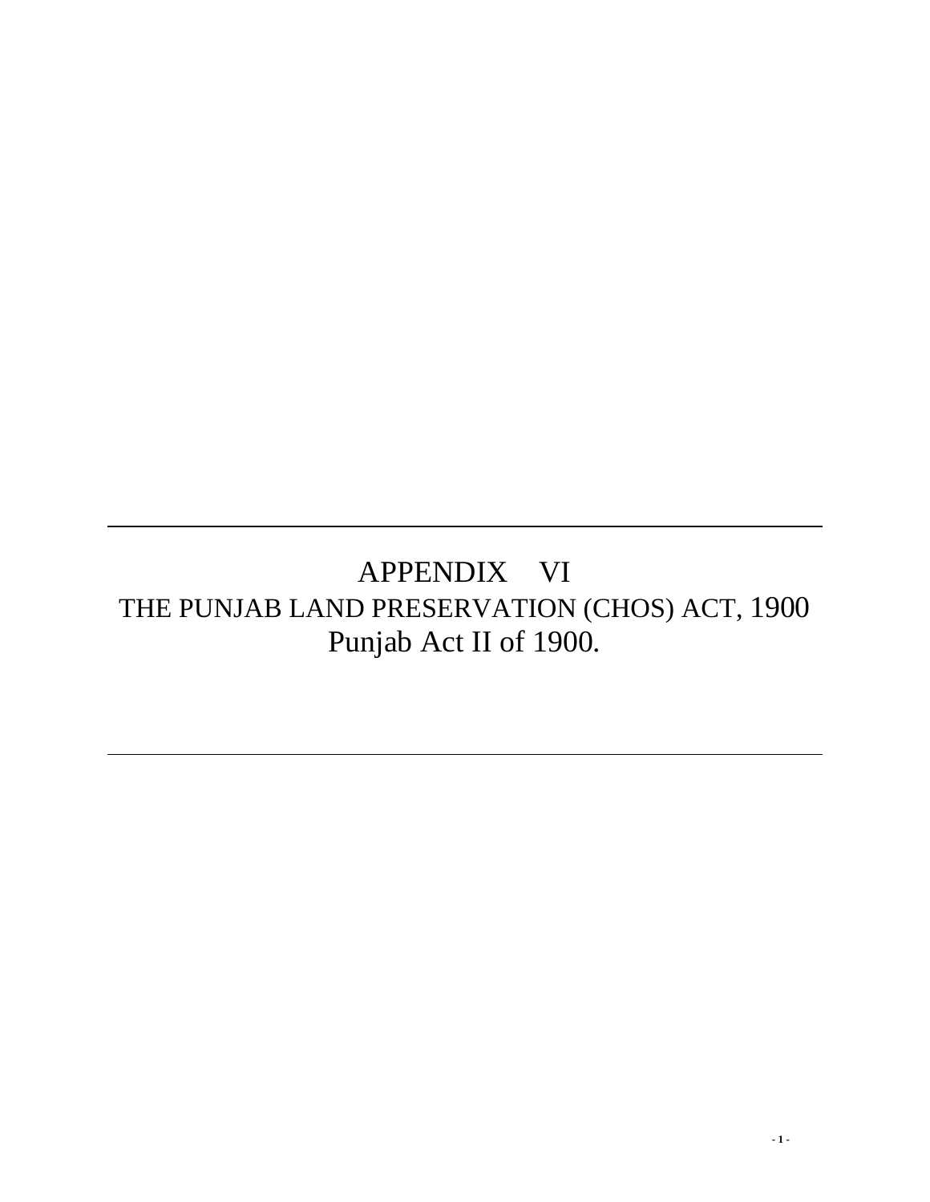# APPENDIX VI

## THE PUNJAB LAND PRESERVATION (CHOS) ACT, 1900

## Punjab Act II of 1900.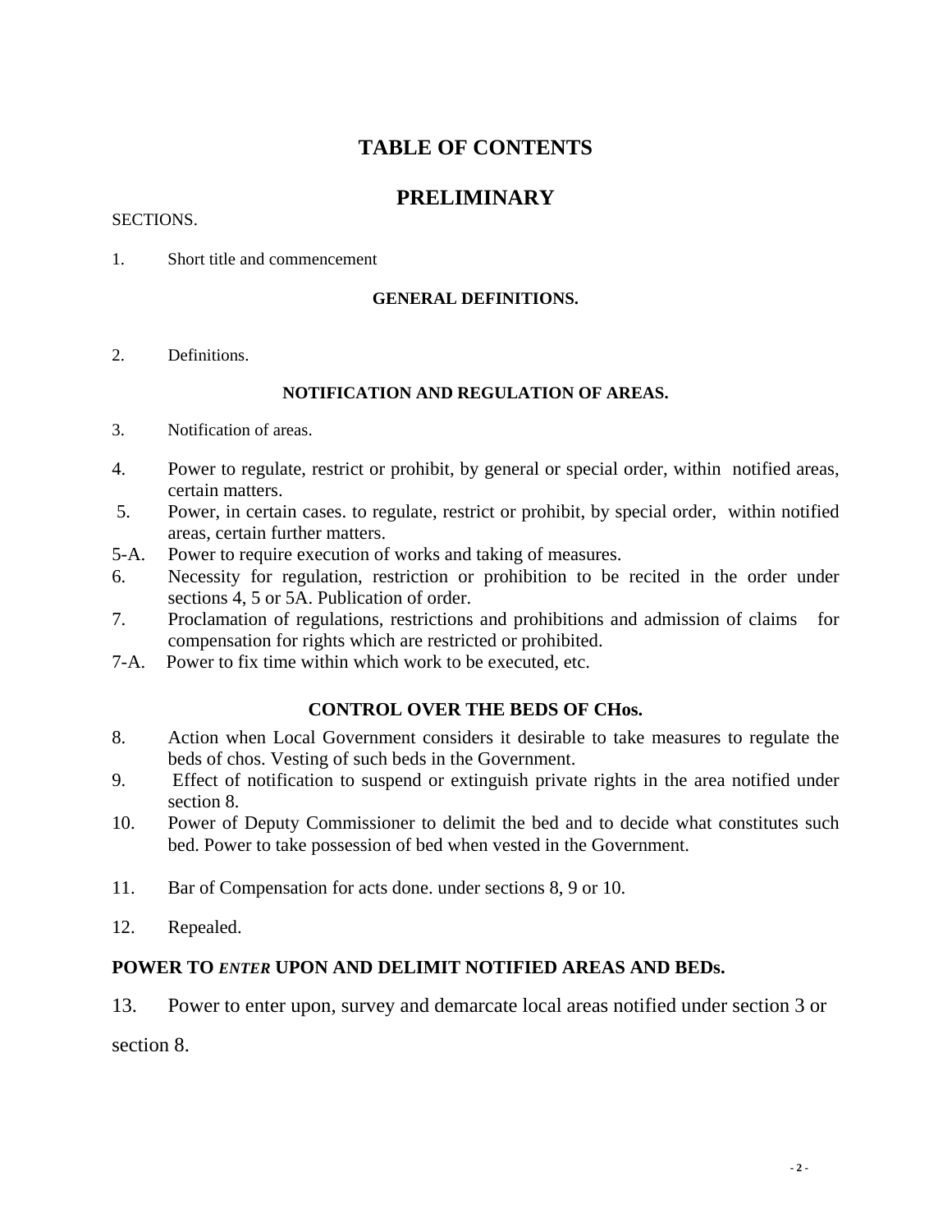# TABLE OF CONTENTS

## PRELIMINARY

SECTIONS.

1. Short title and commencement

### GENERAL DEFINITIONS.

2. Definitions.

### NOTIFICATION AND REGULATION OF AREAS.

3. Notification of areas.
4. Power to regulate, restrict or prohibit, by general or special order, within notified areas, certain matters.
5. Power, in certain cases. to regulate, restrict or prohibit, by special order, within notified areas, certain further matters.

5-A. Power to require execution of works and taking of measures.

6. Necessity for regulation, restriction or prohibition to be recited in the order under sections 4, 5 or 5A. Publication of order.
7. Proclamation of regulations, restrictions and prohibitions and admission of claims for compensation for rights which are restricted or prohibited.

7-A. Power to fix time within which work to be executed, etc.

### CONTROL OVER THE BEDS OF CHos.

8. Action when Local Government considers it desirable to take measures to regulate the beds of chos. Vesting of such beds in the Government.
9. Effect of notification to suspend or extinguish private rights in the area notified under section 8.
10. Power of Deputy Commissioner to delimit the bed and to decide what constitutes such bed. Power to take possession of bed when vested in the Government.
11. Bar of Compensation for acts done. under sections 8, 9 or 10.
12. Repealed.

### POWER TO *ENTER* UPON AND DELIMIT NOTIFIED AREAS AND BEDs.

13. Power to enter upon, survey and demarcate local areas notified under section 3 or section 8.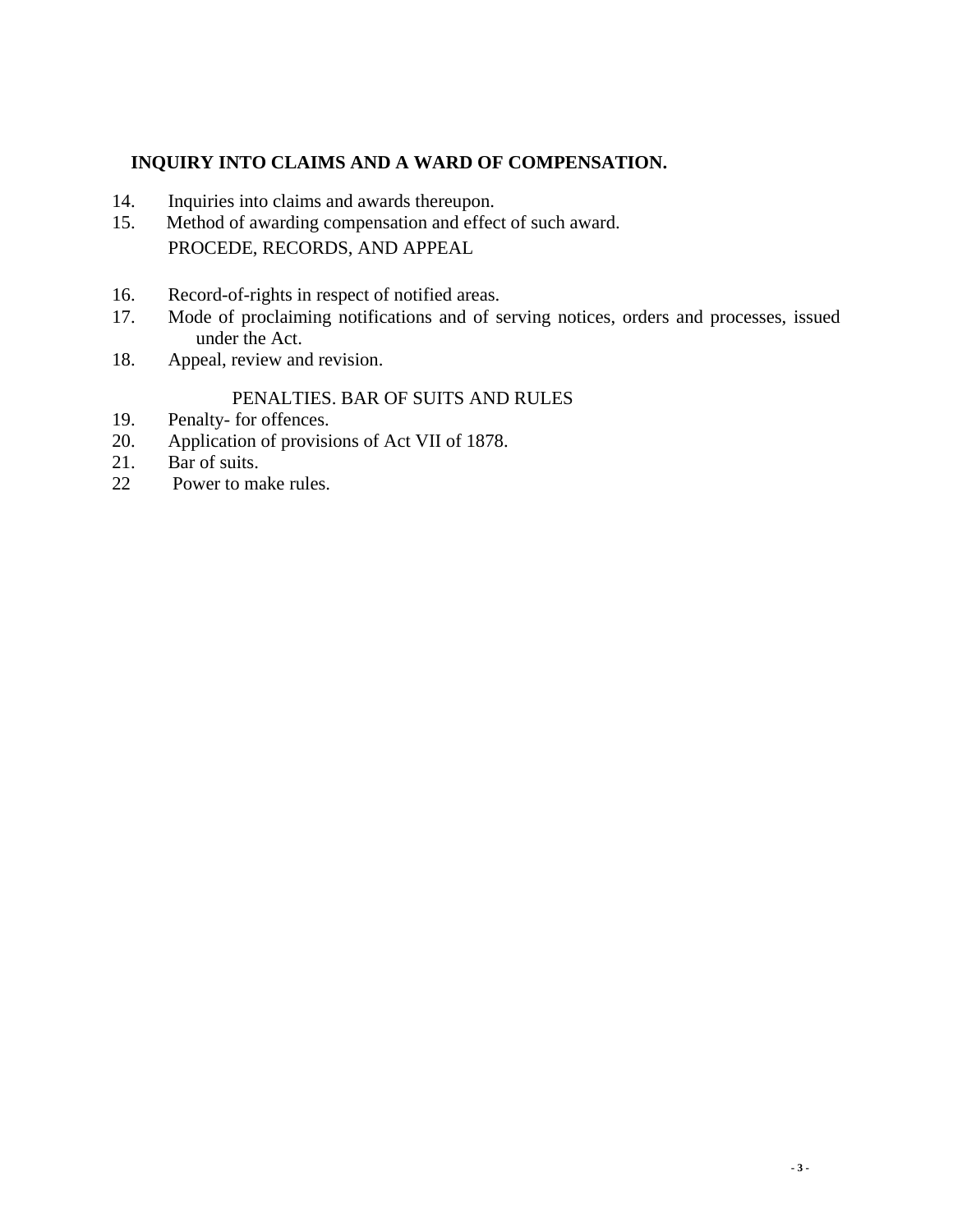**INQUIRY INTO CLAIMS AND A WARD OF COMPENSATION.**

14. Inquiries into claims and awards thereupon.
15. Method of awarding compensation and effect of such award.

PROCEDE, RECORDS, AND APPEAL

16. Record-of-rights in respect of notified areas.
17. Mode of proclaiming notifications and of serving notices, orders and processes, issued under the Act.
18. Appeal, review and revision.

PENALTIES. BAR OF SUITS AND RULES

19. Penalty- for offences.
20. Application of provisions of Act VII of 1878.
21. Bar of suits.
22 Power to make rules.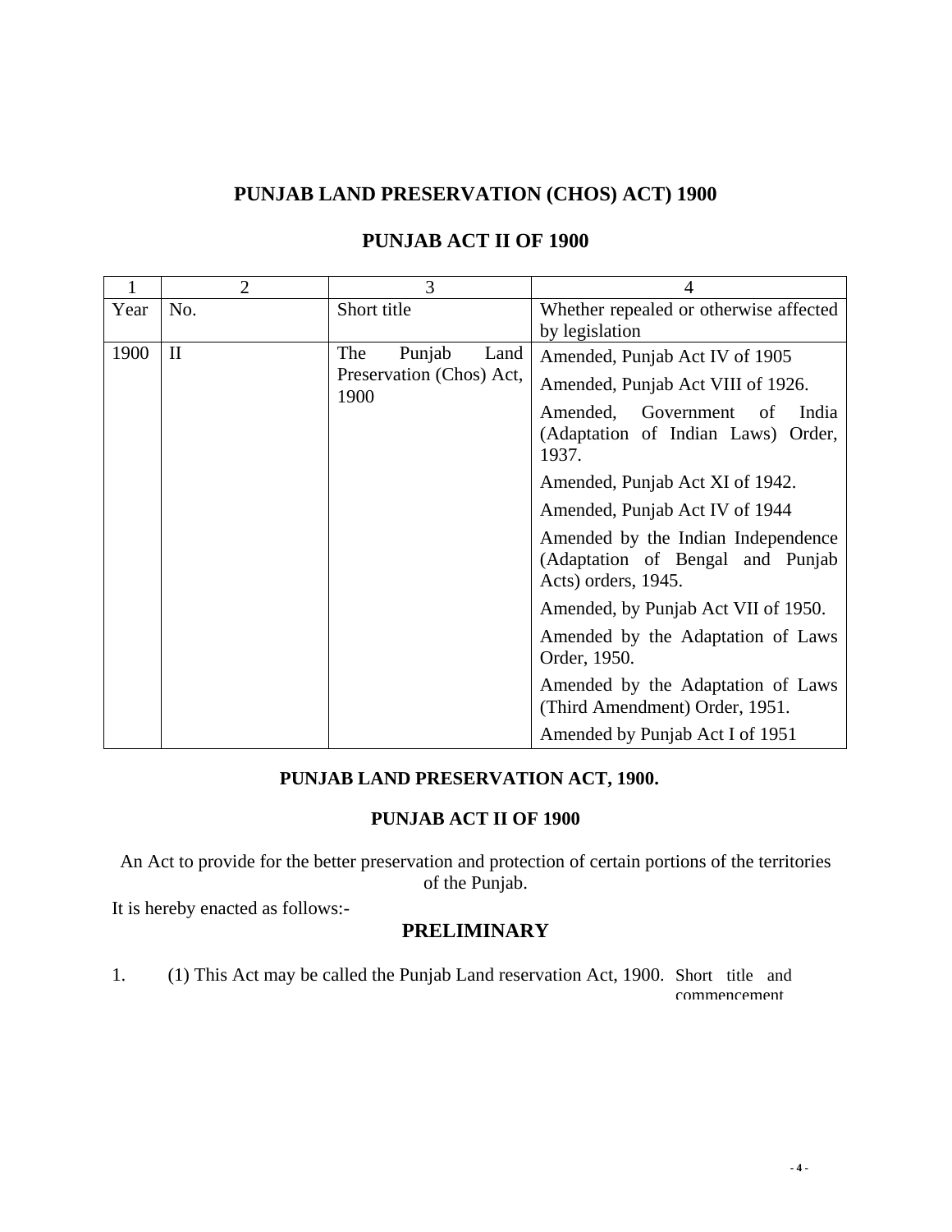## PUNJAB LAND PRESERVATION (CHOS) ACT) 1900

## PUNJAB ACT II OF 1900

| 1 | 2 | 3 | 4 |
|---|---|---|---|
| Year | No. | Short title | Whether repealed or otherwise affected by legislation |
| 1900 | II | The Punjab Land Preservation (Chos) Act, 1900 | Amended, Punjab Act IV of 1905<br>Amended, Punjab Act VIII of 1926.<br>Amended, Government of India (Adaptation of Indian Laws) Order, 1937.<br>Amended, Punjab Act XI of 1942.<br>Amended, Punjab Act IV of 1944<br>Amended by the Indian Independence (Adaptation of Bengal and Punjab Acts) orders, 1945.<br>Amended, by Punjab Act VII of 1950.<br>Amended by the Adaptation of Laws Order, 1950.<br>Amended by the Adaptation of Laws (Third Amendment) Order, 1951.<br>Amended by Punjab Act I of 1951 |

### PUNJAB LAND PRESERVATION ACT, 1900.

### PUNJAB ACT II OF 1900

An Act to provide for the better preservation and protection of certain portions of the territories of the Punjab.

It is hereby enacted as follows:-

## PRELIMINARY

1. (1) This Act may be called the Punjab Land reservation Act, 1900. Short title and commencement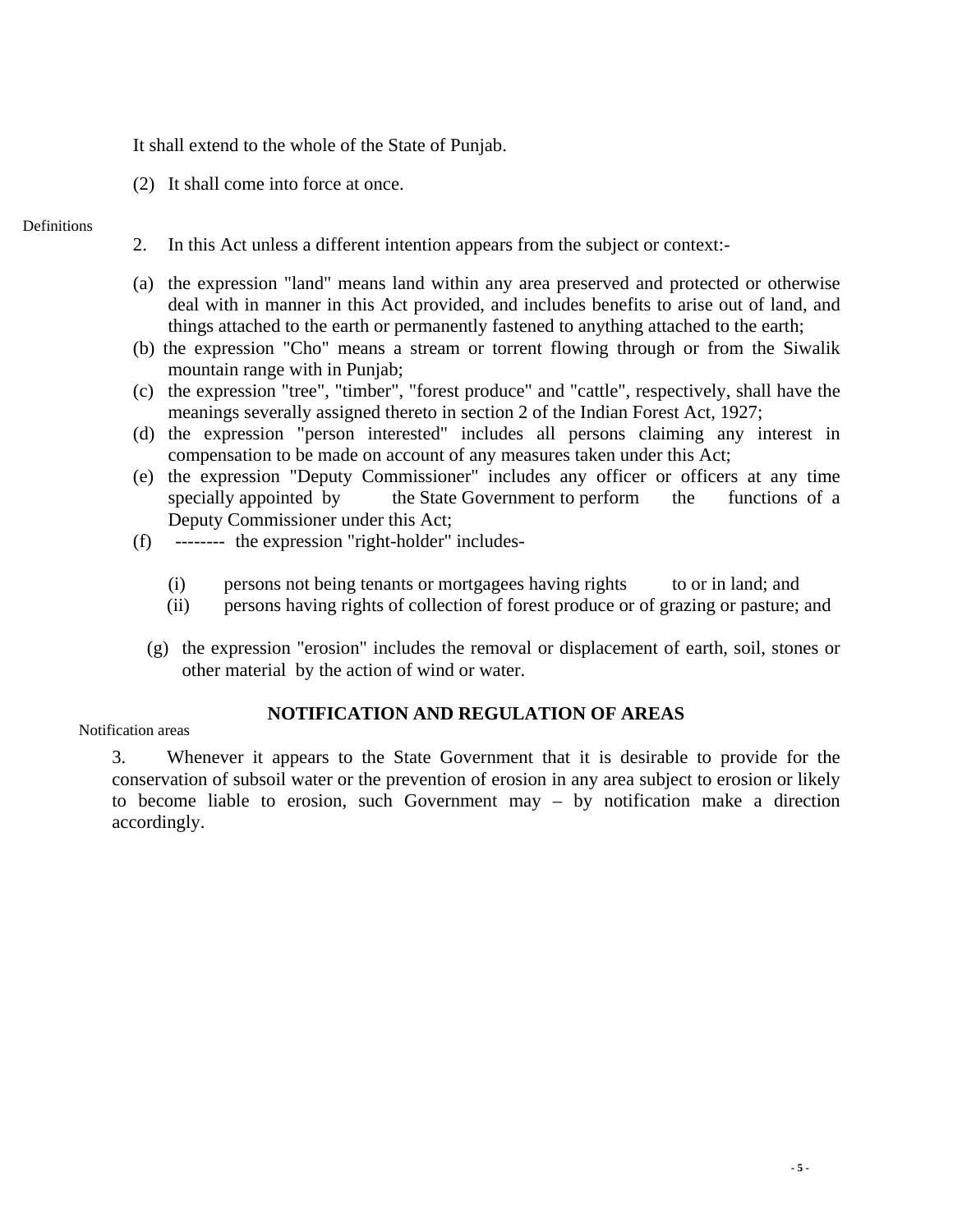It shall extend to the whole of the State of Punjab.

(2) It shall come into force at once.

Definitions

2. In this Act unless a different intention appears from the subject or context:-

(a) the expression "land" means land within any area preserved and protected or otherwise deal with in manner in this Act provided, and includes benefits to arise out of land, and things attached to the earth or permanently fastened to anything attached to the earth;

(b) the expression "Cho" means a stream or torrent flowing through or from the Siwalik mountain range with in Punjab;

(c) the expression "tree", "timber", "forest produce" and "cattle", respectively, shall have the meanings severally assigned thereto in section 2 of the Indian Forest Act, 1927;

(d) the expression "person interested" includes all persons claiming any interest in compensation to be made on account of any measures taken under this Act;

(e) the expression "Deputy Commissioner" includes any officer or officers at any time specially appointed by the State Government to perform the functions of a Deputy Commissioner under this Act;

(f) -------- the expression "right-holder" includes-

(i) persons not being tenants or mortgagees having rights to or in land; and

(ii) persons having rights of collection of forest produce or of grazing or pasture; and

(g) the expression "erosion" includes the removal or displacement of earth, soil, stones or other material by the action of wind or water.

## NOTIFICATION AND REGULATION OF AREAS

Notification areas

3. Whenever it appears to the State Government that it is desirable to provide for the conservation of subsoil water or the prevention of erosion in any area subject to erosion or likely to become liable to erosion, such Government may – by notification make a direction accordingly.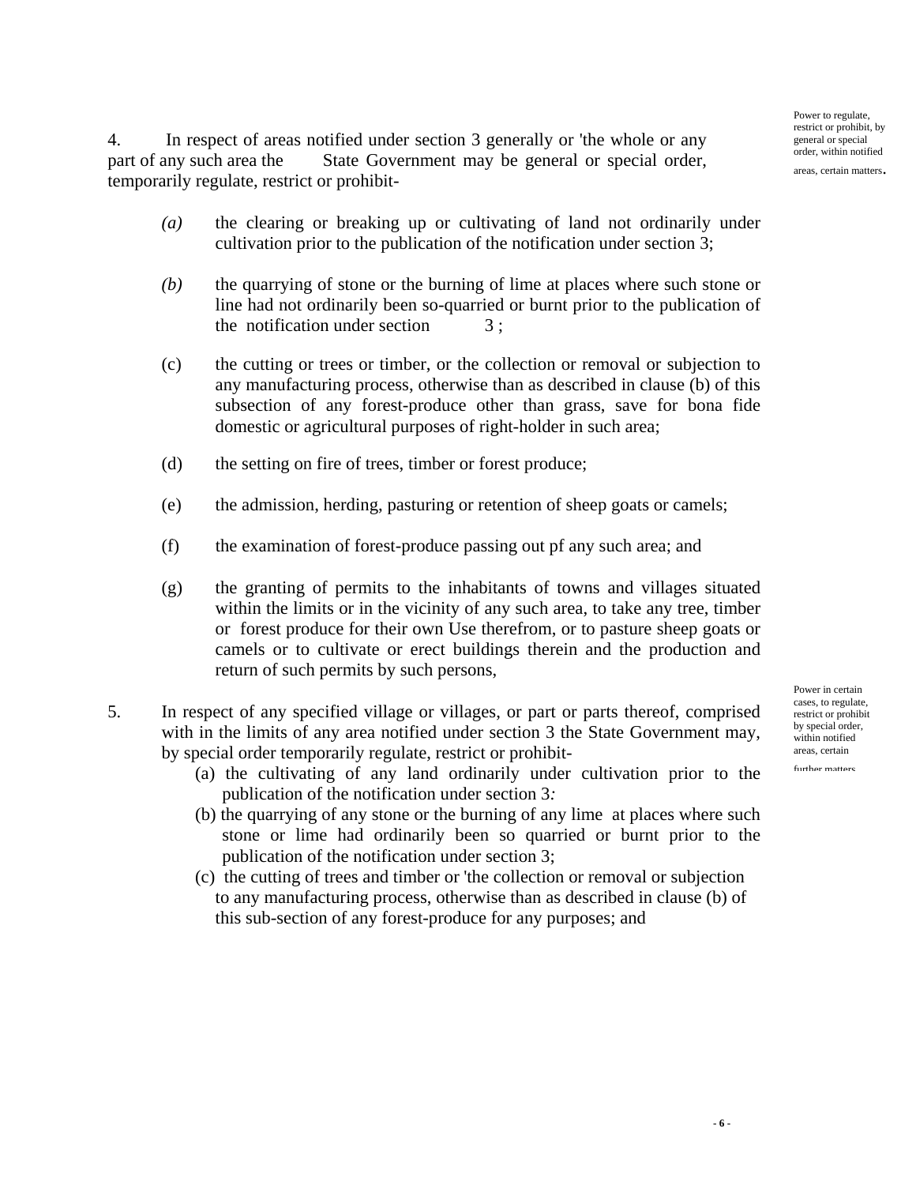*Power to regulate, restrict or prohibit, by general or special order, within notified areas, certain matters.*

4. In respect of areas notified under section 3 generally or 'the whole or any part of any such area the State Government may be general or special order, temporarily regulate, restrict or prohibit-

*(a)* the clearing or breaking up or cultivating of land not ordinarily under cultivation prior to the publication of the notification under section 3;

*(b)* the quarrying of stone or the burning of lime at places where such stone or line had not ordinarily been so-quarried or burnt prior to the publication of the notification under section 3 ;

(c) the cutting or trees or timber, or the collection or removal or subjection to any manufacturing process, otherwise than as described in clause (b) of this subsection of any forest-produce other than grass, save for bona fide domestic or agricultural purposes of right-holder in such area;

(d) the setting on fire of trees, timber or forest produce;

(e) the admission, herding, pasturing or retention of sheep goats or camels;

(f) the examination of forest-produce passing out pf any such area; and

(g) the granting of permits to the inhabitants of towns and villages situated within the limits or in the vicinity of any such area, to take any tree, timber or forest produce for their own Use therefrom, or to pasture sheep goats or camels or to cultivate or erect buildings therein and the production and return of such permits by such persons,

*Power in certain cases, to regulate, restrict or prohibit by special order, within notified areas, certain further matters.*

5. In respect of any specified village or villages, or part or parts thereof, comprised with in the limits of any area notified under section 3 the State Government may, by special order temporarily regulate, restrict or prohibit-

(a) the cultivating of any land ordinarily under cultivation prior to the publication of the notification under section 3*:*

(b) the quarrying of any stone or the burning of any lime at places where such stone or lime had ordinarily been so quarried or burnt prior to the publication of the notification under section 3;

(c) the cutting of trees and timber or 'the collection or removal or subjection to any manufacturing process, otherwise than as described in clause (b) of this sub-section of any forest-produce for any purposes; and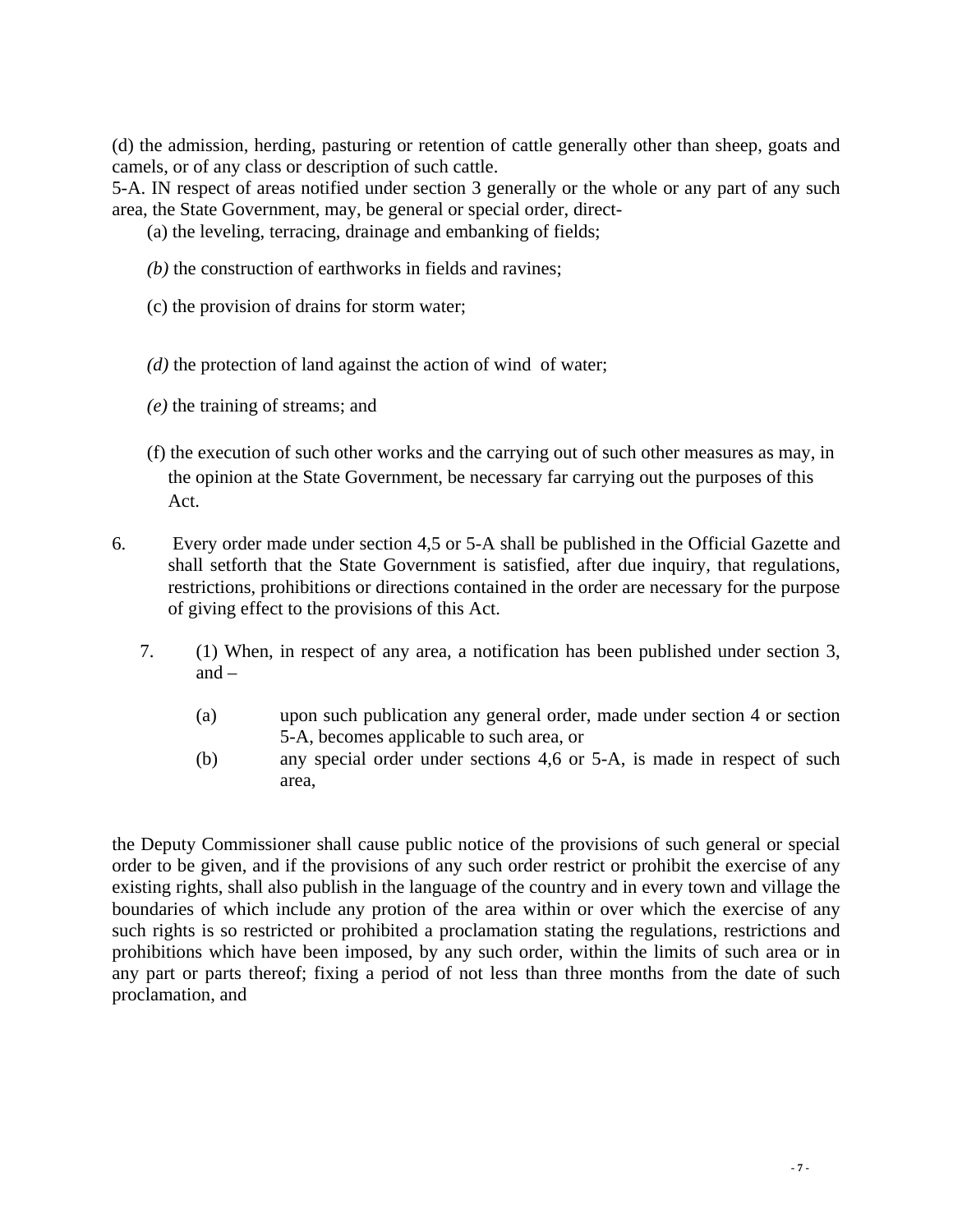(d) the admission, herding, pasturing or retention of cattle generally other than sheep, goats and camels, or of any class or description of such cattle.

5-A. IN respect of areas notified under section 3 generally or the whole or any part of any such area, the State Government, may, be general or special order, direct-

(a) the leveling, terracing, drainage and embanking of fields;

*(b)* the construction of earthworks in fields and ravines;

(c) the provision of drains for storm water;

*(d)* the protection of land against the action of wind of water;

*(e)* the training of streams; and

(f) the execution of such other works and the carrying out of such other measures as may, in the opinion at the State Government, be necessary far carrying out the purposes of this Act.

6. Every order made under section 4,5 or 5-A shall be published in the Official Gazette and shall setforth that the State Government is satisfied, after due inquiry, that regulations, restrictions, prohibitions or directions contained in the order are necessary for the purpose of giving effect to the provisions of this Act.

7. (1) When, in respect of any area, a notification has been published under section 3, and –

(a) upon such publication any general order, made under section 4 or section 5-A, becomes applicable to such area, or

(b) any special order under sections 4,6 or 5-A, is made in respect of such area,

the Deputy Commissioner shall cause public notice of the provisions of such general or special order to be given, and if the provisions of any such order restrict or prohibit the exercise of any existing rights, shall also publish in the language of the country and in every town and village the boundaries of which include any protion of the area within or over which the exercise of any such rights is so restricted or prohibited a proclamation stating the regulations, restrictions and prohibitions which have been imposed, by any such order, within the limits of such area or in any part or parts thereof; fixing a period of not less than three months from the date of such proclamation, and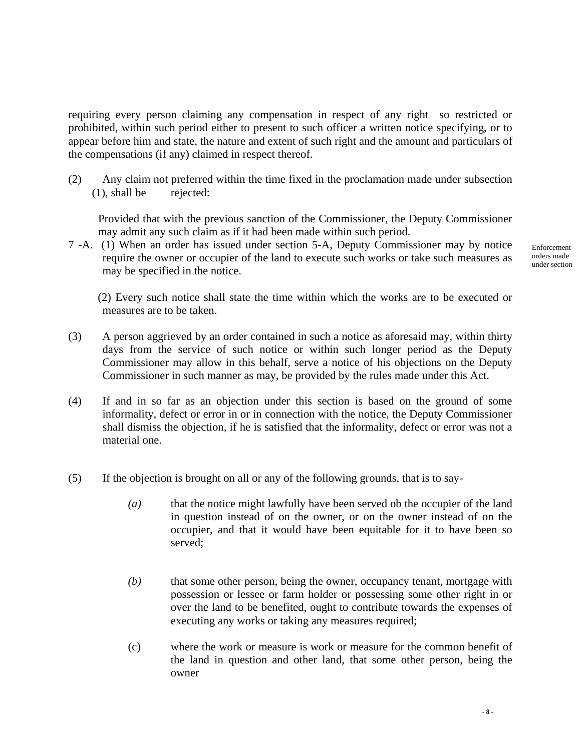requiring every person claiming any compensation in respect of any right so restricted or prohibited, within such period either to present to such officer a written notice specifying, or to appear before him and state, the nature and extent of such right and the amount and particulars of the compensations (if any) claimed in respect thereof.

(2) Any claim not preferred within the time fixed in the proclamation made under subsection (1), shall be rejected:

Provided that with the previous sanction of the Commissioner, the Deputy Commissioner may admit any such claim as if it had been made within such period.

Enforcement orders made under section

7 -A. (1) When an order has issued under section 5-A, Deputy Commissioner may by notice require the owner or occupier of the land to execute such works or take such measures as may be specified in the notice.

(2) Every such notice shall state the time within which the works are to be executed or measures are to be taken.

(3) A person aggrieved by an order contained in such a notice as aforesaid may, within thirty days from the service of such notice or within such longer period as the Deputy Commissioner may allow in this behalf, serve a notice of his objections on the Deputy Commissioner in such manner as may, be provided by the rules made under this Act.

(4) If and in so far as an objection under this section is based on the ground of some informality, defect or error in or in connection with the notice, the Deputy Commissioner shall dismiss the objection, if he is satisfied that the informality, defect or error was not a material one.

(5) If the objection is brought on all or any of the following grounds, that is to say-

*(a)* that the notice might lawfully have been served ob the occupier of the land in question instead of on the owner, or on the owner instead of on the occupier, and that it would have been equitable for it to have been so served;

*(b)* that some other person, being the owner, occupancy tenant, mortgage with possession or lessee or farm holder or possessing some other right in or over the land to be benefited, ought to contribute towards the expenses of executing any works or taking any measures required;

(c) where the work or measure is work or measure for the common benefit of the land in question and other land, that some other person, being the owner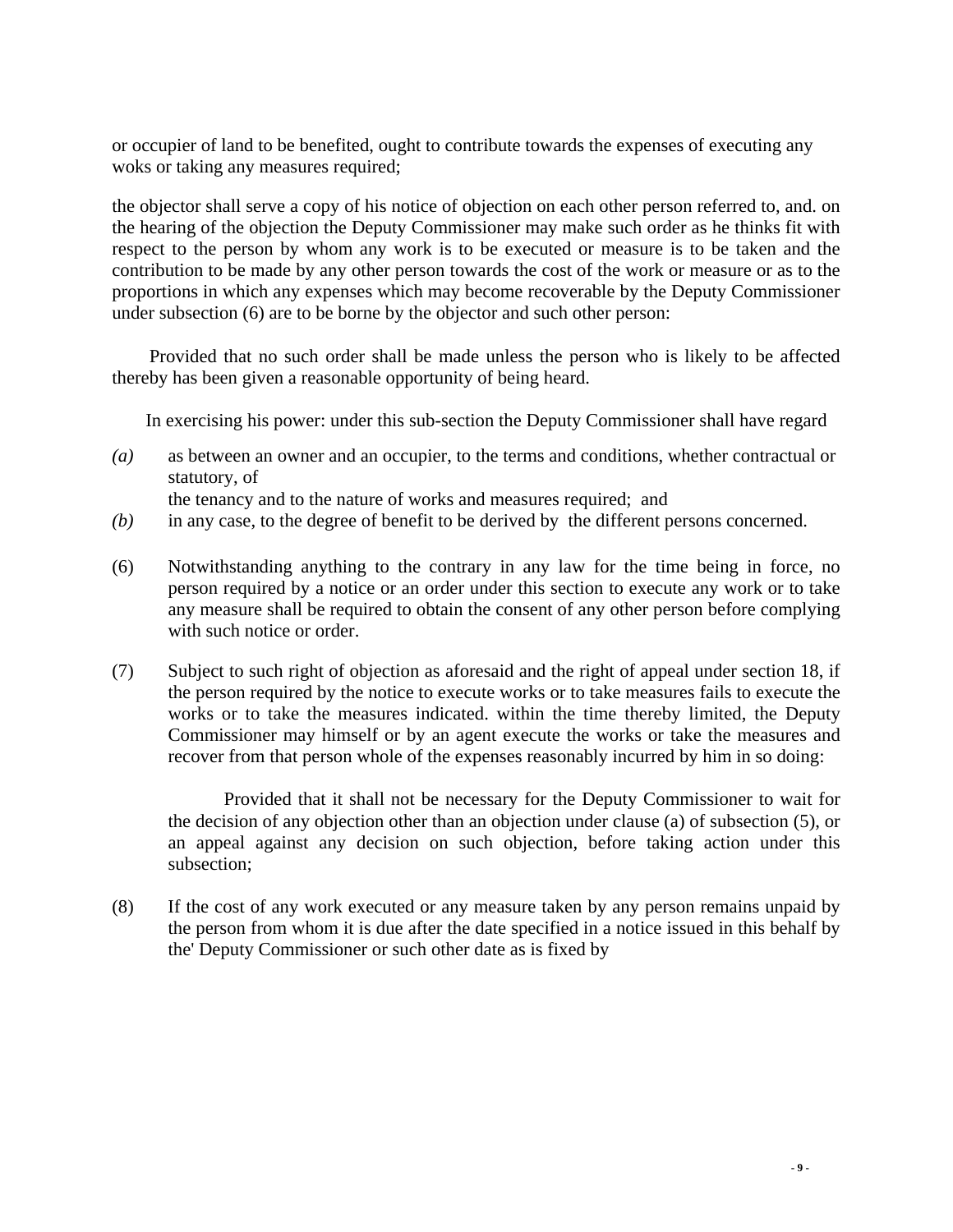or occupier of land to be benefited, ought to contribute towards the expenses of executing any woks or taking any measures required;

the objector shall serve a copy of his notice of objection on each other person referred to, and. on the hearing of the objection the Deputy Commissioner may make such order as he thinks fit with respect to the person by whom any work is to be executed or measure is to be taken and the contribution to be made by any other person towards the cost of the work or measure or as to the proportions in which any expenses which may become recoverable by the Deputy Commissioner under subsection (6) are to be borne by the objector and such other person:

Provided that no such order shall be made unless the person who is likely to be affected thereby has been given a reasonable opportunity of being heard.

In exercising his power: under this sub-section the Deputy Commissioner shall have regard

*(a)* as between an owner and an occupier, to the terms and conditions, whether contractual or statutory, of the tenancy and to the nature of works and measures required; and

*(b)* in any case, to the degree of benefit to be derived by the different persons concerned.

(6) Notwithstanding anything to the contrary in any law for the time being in force, no person required by a notice or an order under this section to execute any work or to take any measure shall be required to obtain the consent of any other person before complying with such notice or order.

(7) Subject to such right of objection as aforesaid and the right of appeal under section 18, if the person required by the notice to execute works or to take measures fails to execute the works or to take the measures indicated. within the time thereby limited, the Deputy Commissioner may himself or by an agent execute the works or take the measures and recover from that person whole of the expenses reasonably incurred by him in so doing:

Provided that it shall not be necessary for the Deputy Commissioner to wait for the decision of any objection other than an objection under clause (a) of subsection (5), or an appeal against any decision on such objection, before taking action under this subsection;

(8) If the cost of any work executed or any measure taken by any person remains unpaid by the person from whom it is due after the date specified in a notice issued in this behalf by the' Deputy Commissioner or such other date as is fixed by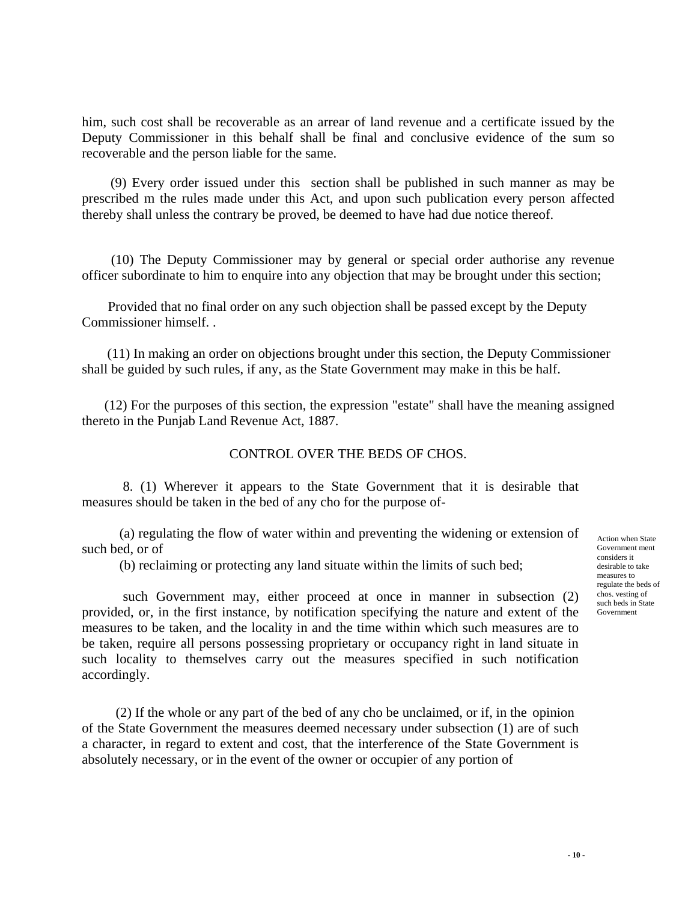him, such cost shall be recoverable as an arrear of land revenue and a certificate issued by the Deputy Commissioner in this behalf shall be final and conclusive evidence of the sum so recoverable and the person liable for the same.

(9) Every order issued under this section shall be published in such manner as may be prescribed m the rules made under this Act, and upon such publication every person affected thereby shall unless the contrary be proved, be deemed to have had due notice thereof.

(10) The Deputy Commissioner may by general or special order authorise any revenue officer subordinate to him to enquire into any objection that may be brought under this section;

Provided that no final order on any such objection shall be passed except by the Deputy Commissioner himself. .

(11) In making an order on objections brought under this section, the Deputy Commissioner shall be guided by such rules, if any, as the State Government may make in this be half.

(12) For the purposes of this section, the expression "estate" shall have the meaning assigned thereto in the Punjab Land Revenue Act, 1887.

CONTROL OVER THE BEDS OF CHOS.

Action when State Government ment considers it desirable to take measures to regulate the beds of chos. vesting of such beds in State Government

8. (1) Wherever it appears to the State Government that it is desirable that measures should be taken in the bed of any cho for the purpose of-

(a) regulating the flow of water within and preventing the widening or extension of such bed, or of

(b) reclaiming or protecting any land situate within the limits of such bed;

such Government may, either proceed at once in manner in subsection (2) provided, or, in the first instance, by notification specifying the nature and extent of the measures to be taken, and the locality in and the time within which such measures are to be taken, require all persons possessing proprietary or occupancy right in land situate in such locality to themselves carry out the measures specified in such notification accordingly.

(2) If the whole or any part of the bed of any cho be unclaimed, or if, in the opinion of the State Government the measures deemed necessary under subsection (1) are of such a character, in regard to extent and cost, that the interference of the State Government is absolutely necessary, or in the event of the owner or occupier of any portion of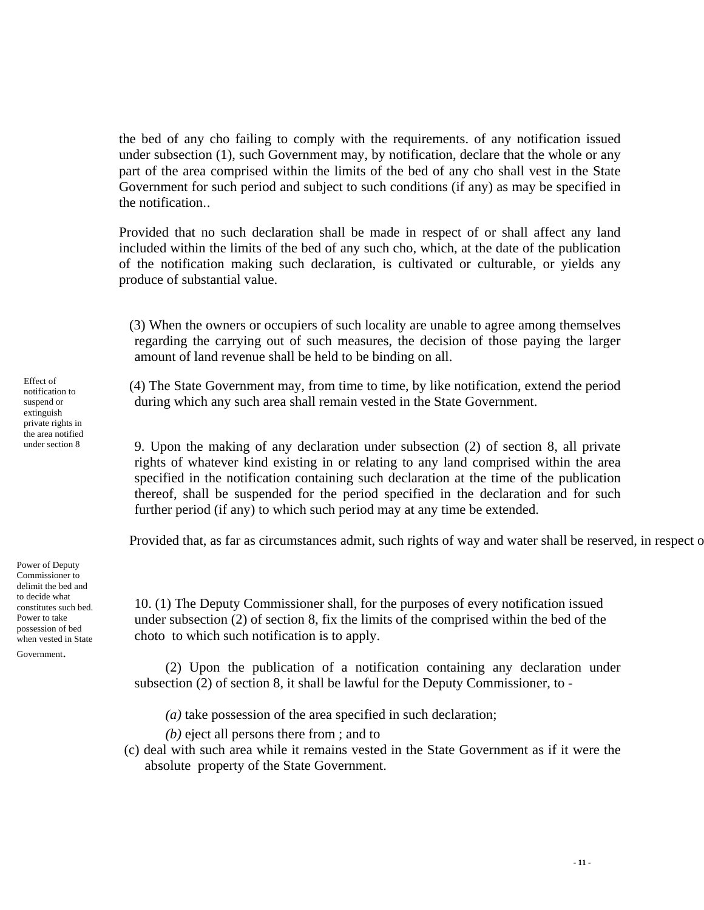the bed of any cho failing to comply with the requirements. of any notification issued under subsection (1), such Government may, by notification, declare that the whole or any part of the area comprised within the limits of the bed of any cho shall vest in the State Government for such period and subject to such conditions (if any) as may be specified in the notification..

Provided that no such declaration shall be made in respect of or shall affect any land included within the limits of the bed of any such cho, which, at the date of the publication of the notification making such declaration, is cultivated or culturable, or yields any produce of substantial value.

(3) When the owners or occupiers of such locality are unable to agree among themselves regarding the carrying out of such measures, the decision of those paying the larger amount of land revenue shall be held to be binding on all.

(4) The State Government may, from time to time, by like notification, extend the period during which any such area shall remain vested in the State Government.

*Effect of notification to suspend or extinguish private rights in the area notified under section 8*

9. Upon the making of any declaration under subsection (2) of section 8, all private rights of whatever kind existing in or relating to any land comprised within the area specified in the notification containing such declaration at the time of the publication thereof, shall be suspended for the period specified in the declaration and for such further period (if any) to which such period may at any time be extended.

Provided that, as far as circumstances admit, such rights of way and water shall be reserved, in respect o

*Power of Deputy Commissioner to delimit the bed and to decide what constitutes such bed. Power to take possession of bed when vested in State Government.*

10. (1) The Deputy Commissioner shall, for the purposes of every notification issued under subsection (2) of section 8, fix the limits of the comprised within the bed of the choto to which such notification is to apply.

(2) Upon the publication of a notification containing any declaration under subsection (2) of section 8, it shall be lawful for the Deputy Commissioner, to -

*(a)* take possession of the area specified in such declaration;

*(b)* eject all persons there from ; and to

(c) deal with such area while it remains vested in the State Government as if it were the absolute property of the State Government.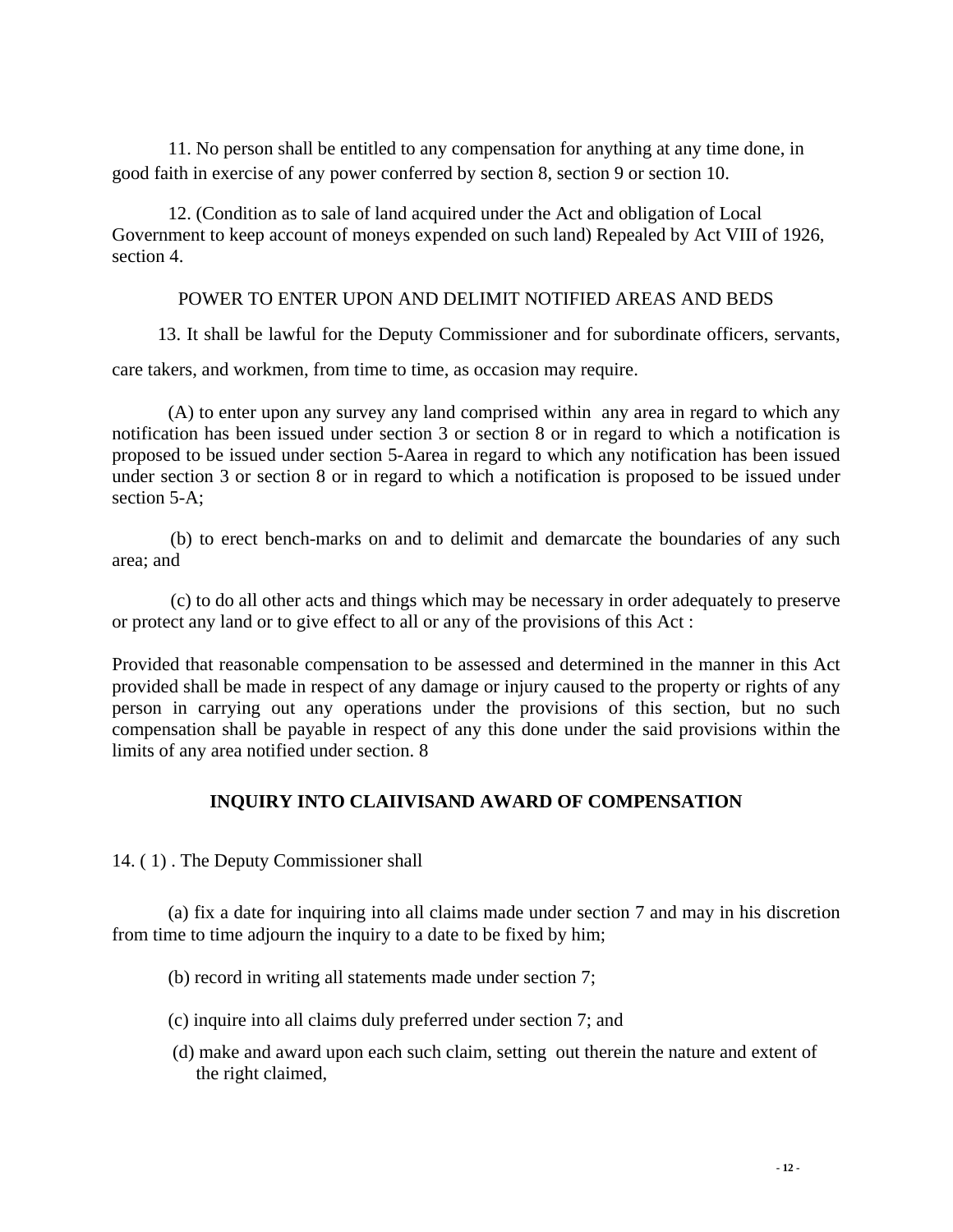11. No person shall be entitled to any compensation for anything at any time done, in good faith in exercise of any power conferred by section 8, section 9 or section 10.

12. (Condition as to sale of land acquired under the Act and obligation of Local Government to keep account of moneys expended on such land) Repealed by Act VIII of 1926, section 4.

POWER TO ENTER UPON AND DELIMIT NOTIFIED AREAS AND BEDS

13. It shall be lawful for the Deputy Commissioner and for subordinate officers, servants, care takers, and workmen, from time to time, as occasion may require.

(A) to enter upon any survey any land comprised within any area in regard to which any notification has been issued under section 3 or section 8 or in regard to which a notification is proposed to be issued under section 5-Aarea in regard to which any notification has been issued under section 3 or section 8 or in regard to which a notification is proposed to be issued under section 5-A;

(b) to erect bench-marks on and to delimit and demarcate the boundaries of any such area; and

(c) to do all other acts and things which may be necessary in order adequately to preserve or protect any land or to give effect to all or any of the provisions of this Act :

Provided that reasonable compensation to be assessed and determined in the manner in this Act provided shall be made in respect of any damage or injury caused to the property or rights of any person in carrying out any operations under the provisions of this section, but no such compensation shall be payable in respect of any this done under the said provisions within the limits of any area notified under section. 8

**INQUIRY INTO CLAIIVISAND AWARD OF COMPENSATION**

14. ( 1) . The Deputy Commissioner shall

(a) fix a date for inquiring into all claims made under section 7 and may in his discretion from time to time adjourn the inquiry to a date to be fixed by him;

(b) record in writing all statements made under section 7;

(c) inquire into all claims duly preferred under section 7; and

(d) make and award upon each such claim, setting out therein the nature and extent of the right claimed,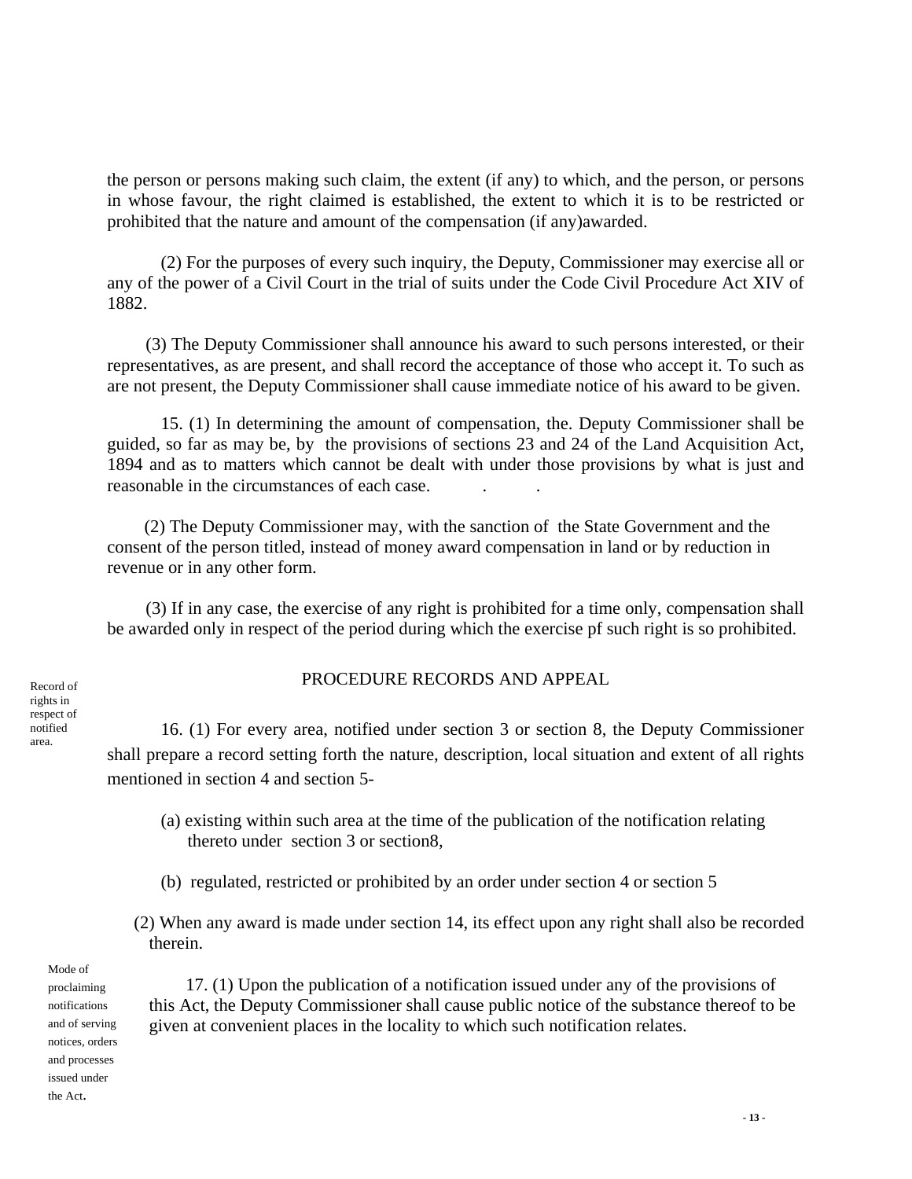the person or persons making such claim, the extent (if any) to which, and the person, or persons in whose favour, the right claimed is established, the extent to which it is to be restricted or prohibited that the nature and amount of the compensation (if any)awarded.

(2) For the purposes of every such inquiry, the Deputy, Commissioner may exercise all or any of the power of a Civil Court in the trial of suits under the Code Civil Procedure Act XIV of 1882.

(3) The Deputy Commissioner shall announce his award to such persons interested, or their representatives, as are present, and shall record the acceptance of those who accept it. To such as are not present, the Deputy Commissioner shall cause immediate notice of his award to be given.

15. (1) In determining the amount of compensation, the. Deputy Commissioner shall be guided, so far as may be, by the provisions of sections 23 and 24 of the Land Acquisition Act, 1894 and as to matters which cannot be dealt with under those provisions by what is just and reasonable in the circumstances of each case.

(2) The Deputy Commissioner may, with the sanction of the State Government and the consent of the person titled, instead of money award compensation in land or by reduction in revenue or in any other form.

(3) If in any case, the exercise of any right is prohibited for a time only, compensation shall be awarded only in respect of the period during which the exercise pf such right is so prohibited.

## PROCEDURE RECORDS AND APPEAL

*Record of rights in respect of notified area.*

16. (1) For every area, notified under section 3 or section 8, the Deputy Commissioner shall prepare a record setting forth the nature, description, local situation and extent of all rights mentioned in section 4 and section 5-

(a) existing within such area at the time of the publication of the notification relating thereto under section 3 or section8,

(b) regulated, restricted or prohibited by an order under section 4 or section 5

(2) When any award is made under section 14, its effect upon any right shall also be recorded therein.

*Mode of proclaiming notifications and of serving notices, orders and processes issued under the Act.*

17. (1) Upon the publication of a notification issued under any of the provisions of this Act, the Deputy Commissioner shall cause public notice of the substance thereof to be given at convenient places in the locality to which such notification relates.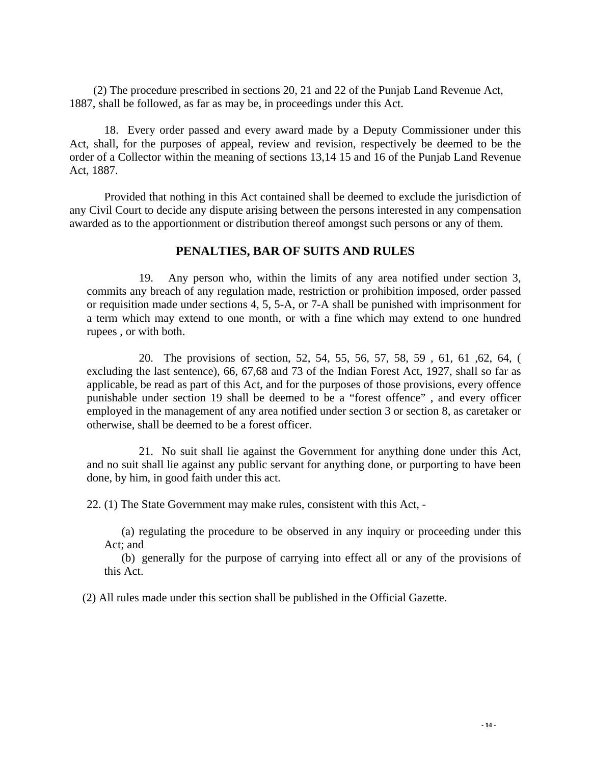(2) The procedure prescribed in sections 20, 21 and 22 of the Punjab Land Revenue Act, 1887, shall be followed, as far as may be, in proceedings under this Act.

18. Every order passed and every award made by a Deputy Commissioner under this Act, shall, for the purposes of appeal, review and revision, respectively be deemed to be the order of a Collector within the meaning of sections 13,14 15 and 16 of the Punjab Land Revenue Act, 1887.

Provided that nothing in this Act contained shall be deemed to exclude the jurisdiction of any Civil Court to decide any dispute arising between the persons interested in any compensation awarded as to the apportionment or distribution thereof amongst such persons or any of them.

## PENALTIES, BAR OF SUITS AND RULES

19. Any person who, within the limits of any area notified under section 3, commits any breach of any regulation made, restriction or prohibition imposed, order passed or requisition made under sections 4, 5, 5-A, or 7-A shall be punished with imprisonment for a term which may extend to one month, or with a fine which may extend to one hundred rupees , or with both.

20. The provisions of section, 52, 54, 55, 56, 57, 58, 59 , 61, 61 ,62, 64, ( excluding the last sentence), 66, 67,68 and 73 of the Indian Forest Act, 1927, shall so far as applicable, be read as part of this Act, and for the purposes of those provisions, every offence punishable under section 19 shall be deemed to be a "forest offence" , and every officer employed in the management of any area notified under section 3 or section 8, as caretaker or otherwise, shall be deemed to be a forest officer.

21. No suit shall lie against the Government for anything done under this Act, and no suit shall lie against any public servant for anything done, or purporting to have been done, by him, in good faith under this act.

22. (1) The State Government may make rules, consistent with this Act, -

(a) regulating the procedure to be observed in any inquiry or proceeding under this Act; and

(b) generally for the purpose of carrying into effect all or any of the provisions of this Act.

(2) All rules made under this section shall be published in the Official Gazette.